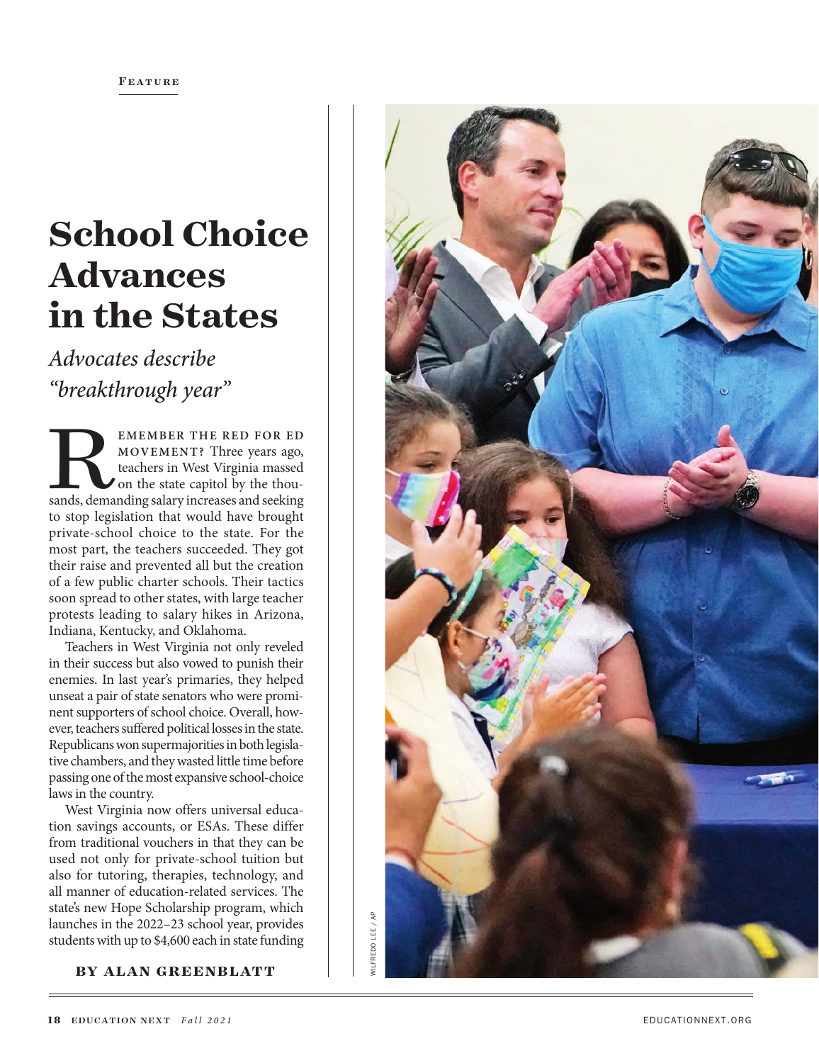Feature

# School Choice Advances in the States

*Advocates describe "breakthrough year"*

REMEMBER THE RED FOR ED MOVEMENT? Three years ago, teachers in West Virginia massed on the state capitol by the thousands, demanding salary increases and seeking to stop legislation that would have brought private-school choice to the state. For the most part, the teachers succeeded. They got their raise and prevented all but the creation of a few public charter schools. Their tactics soon spread to other states, with large teacher protests leading to salary hikes in Arizona, Indiana, Kentucky, and Oklahoma.

Teachers in West Virginia not only reveled in their success but also vowed to punish their enemies. In last year's primaries, they helped unseat a pair of state senators who were prominent supporters of school choice. Overall, however, teachers suffered political losses in the state. Republicans won supermajorities in both legislative chambers, and they wasted little time before passing one of the most expansive school-choice laws in the country.

West Virginia now offers universal education savings accounts, or ESAs. These differ from traditional vouchers in that they can be used not only for private-school tuition but also for tutoring, therapies, technology, and all manner of education-related services. The state's new Hope Scholarship program, which launches in the 2022–23 school year, provides students with up to $4,600 each in state funding

**BY ALAN GREENBLATT**

WILFREDO LEE / AP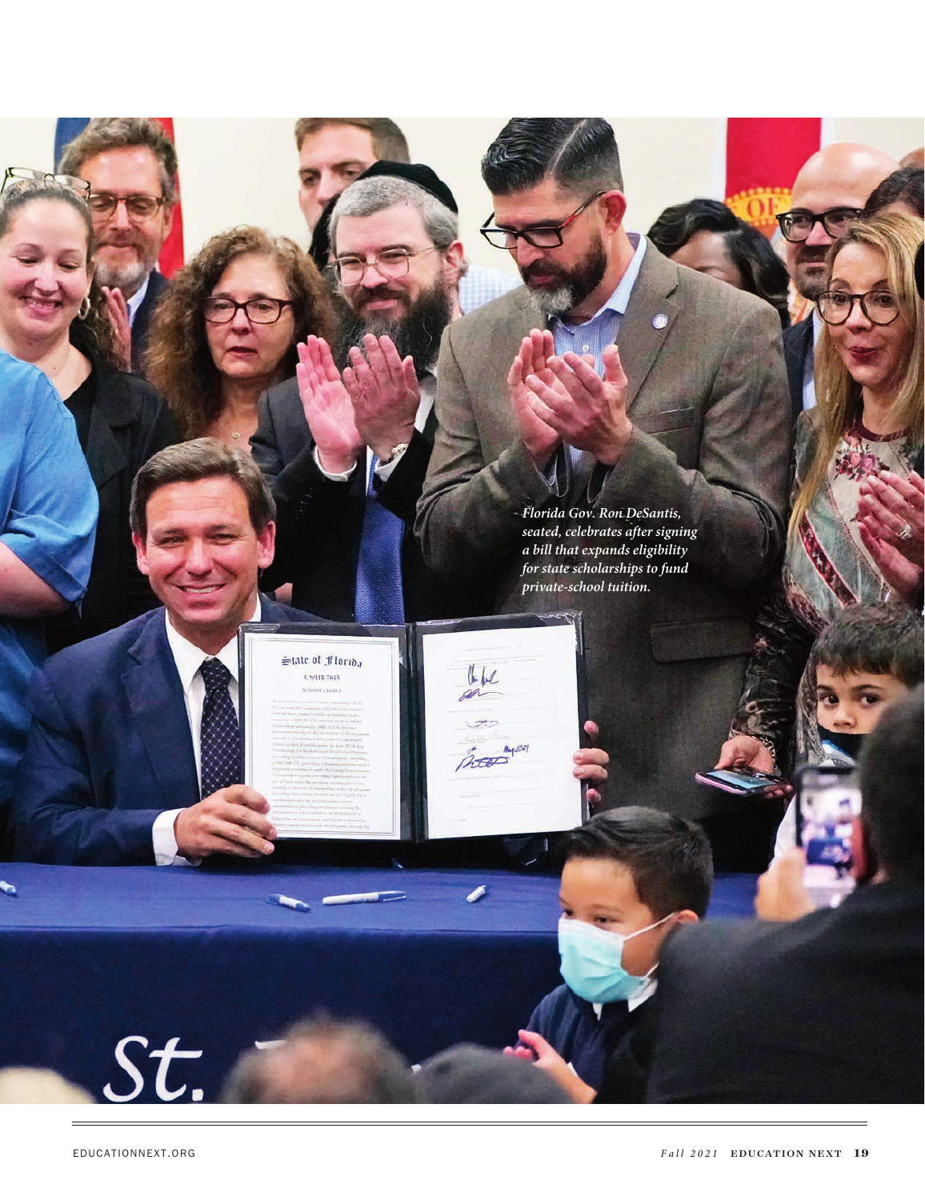*Florida Gov. Ron DeSantis, seated, celebrates after signing a bill that expands eligibility for state scholarships to fund private-school tuition.*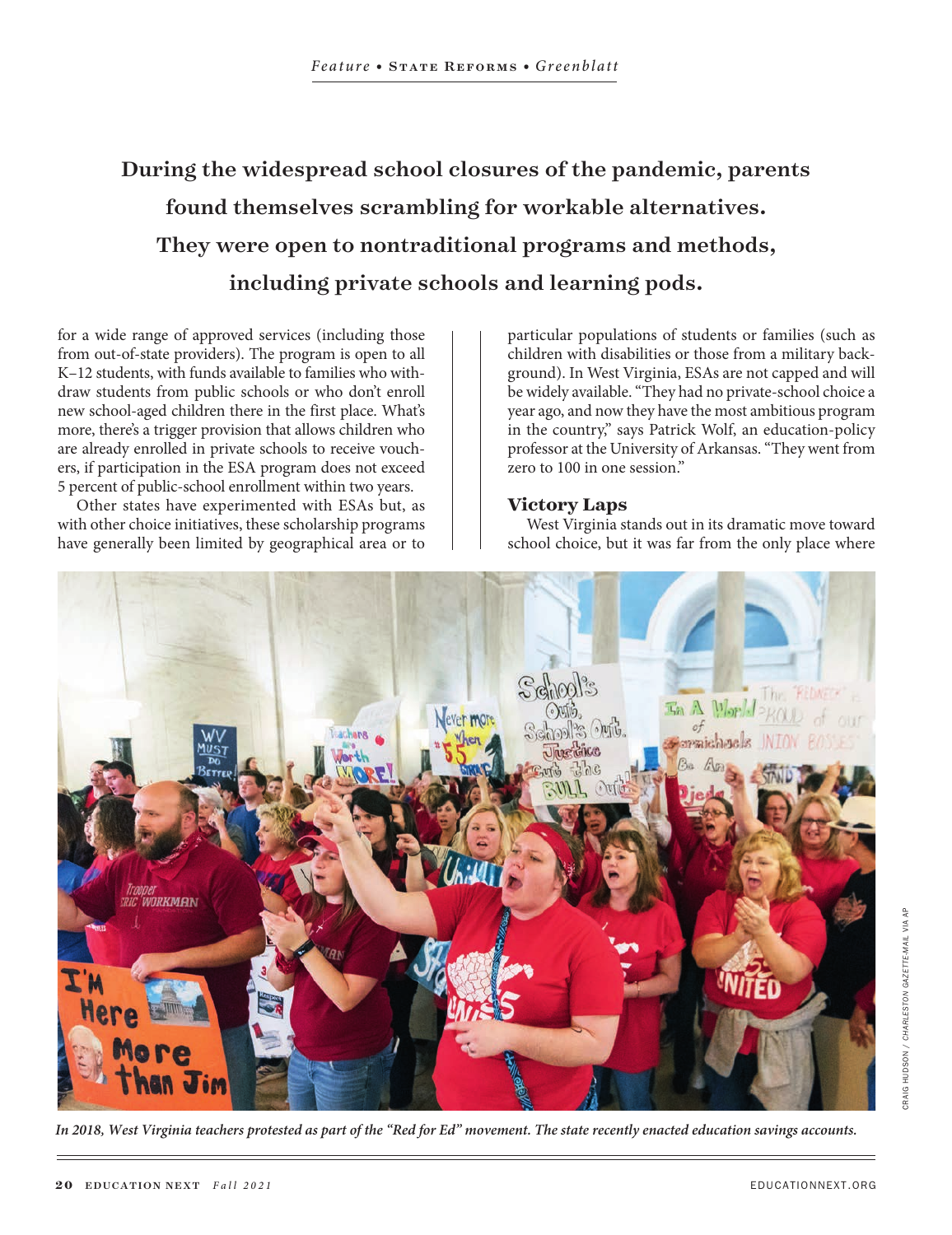**During the widespread school closures of the pandemic, parents found themselves scrambling for workable alternatives. They were open to nontraditional programs and methods, including private schools and learning pods.**

for a wide range of approved services (including those from out-of-state providers). The program is open to all K–12 students, with funds available to families who withdraw students from public schools or who don't enroll new school-aged children there in the first place. What's more, there's a trigger provision that allows children who are already enrolled in private schools to receive vouchers, if participation in the ESA program does not exceed 5 percent of public-school enrollment within two years.

Other states have experimented with ESAs but, as with other choice initiatives, these scholarship programs have generally been limited by geographical area or to particular populations of students or families (such as children with disabilities or those from a military background). In West Virginia, ESAs are not capped and will be widely available. "They had no private-school choice a year ago, and now they have the most ambitious program in the country," says Patrick Wolf, an education-policy professor at the University of Arkansas. "They went from zero to 100 in one session."

### Victory Laps

West Virginia stands out in its dramatic move toward school choice, but it was far from the only place where

*In 2018, West Virginia teachers protested as part of the "Red for Ed" movement. The state recently enacted education savings accounts.*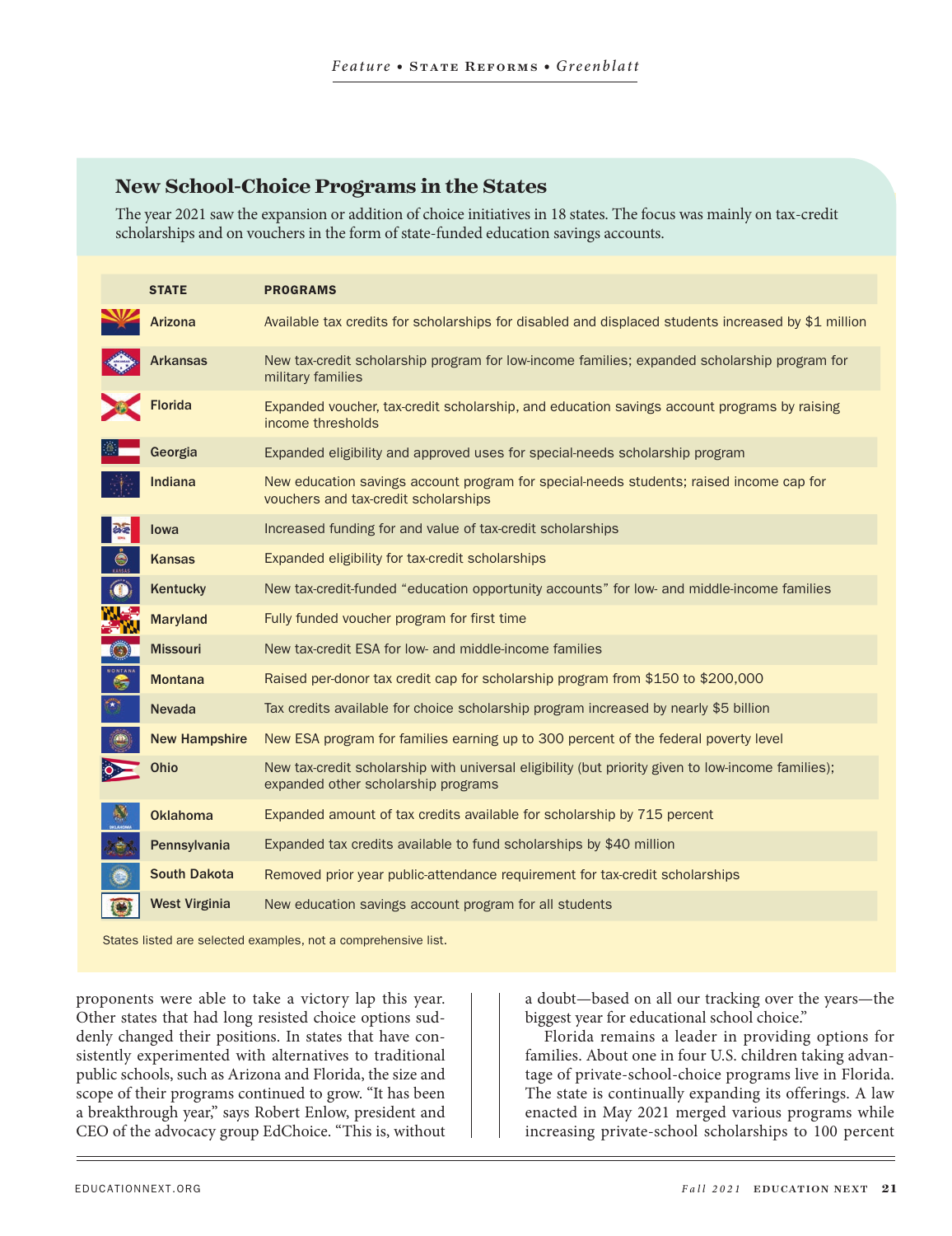## New School-Choice Programs in the States

The year 2021 saw the expansion or addition of choice initiatives in 18 states. The focus was mainly on tax-credit scholarships and on vouchers in the form of state-funded education savings accounts.

| STATE | PROGRAMS |
|---|---|
| Arizona | Available tax credits for scholarships for disabled and displaced students increased by $1 million |
| Arkansas | New tax-credit scholarship program for low-income families; expanded scholarship program for military families |
| Florida | Expanded voucher, tax-credit scholarship, and education savings account programs by raising income thresholds |
| Georgia | Expanded eligibility and approved uses for special-needs scholarship program |
| Indiana | New education savings account program for special-needs students; raised income cap for vouchers and tax-credit scholarships |
| Iowa | Increased funding for and value of tax-credit scholarships |
| Kansas | Expanded eligibility for tax-credit scholarships |
| Kentucky | New tax-credit-funded "education opportunity accounts" for low- and middle-income families |
| Maryland | Fully funded voucher program for first time |
| Missouri | New tax-credit ESA for low- and middle-income families |
| Montana | Raised per-donor tax credit cap for scholarship program from $150 to $200,000 |
| Nevada | Tax credits available for choice scholarship program increased by nearly $5 billion |
| New Hampshire | New ESA program for families earning up to 300 percent of the federal poverty level |
| Ohio | New tax-credit scholarship with universal eligibility (but priority given to low-income families); expanded other scholarship programs |
| Oklahoma | Expanded amount of tax credits available for scholarship by 715 percent |
| Pennsylvania | Expanded tax credits available to fund scholarships by $40 million |
| South Dakota | Removed prior year public-attendance requirement for tax-credit scholarships |
| West Virginia | New education savings account program for all students |

States listed are selected examples, not a comprehensive list.

proponents were able to take a victory lap this year. Other states that had long resisted choice options suddenly changed their positions. In states that have consistently experimented with alternatives to traditional public schools, such as Arizona and Florida, the size and scope of their programs continued to grow. "It has been a breakthrough year," says Robert Enlow, president and CEO of the advocacy group EdChoice. "This is, without a doubt—based on all our tracking over the years—the biggest year for educational school choice."

Florida remains a leader in providing options for families. About one in four U.S. children taking advantage of private-school-choice programs live in Florida. The state is continually expanding its offerings. A law enacted in May 2021 merged various programs while increasing private-school scholarships to 100 percent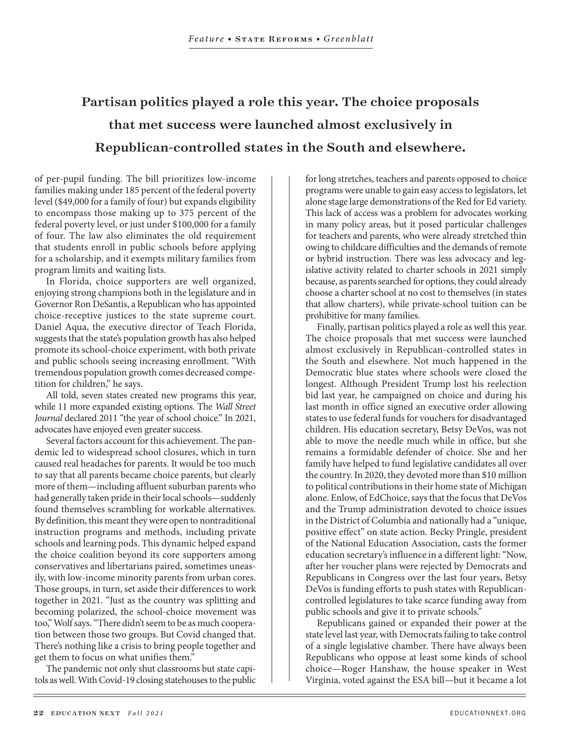**Partisan politics played a role this year. The choice proposals that met success were launched almost exclusively in Republican-controlled states in the South and elsewhere.**

of per-pupil funding. The bill prioritizes low-income families making under 185 percent of the federal poverty level ($49,000 for a family of four) but expands eligibility to encompass those making up to 375 percent of the federal poverty level, or just under $100,000 for a family of four. The law also eliminates the old requirement that students enroll in public schools before applying for a scholarship, and it exempts military families from program limits and waiting lists.

In Florida, choice supporters are well organized, enjoying strong champions both in the legislature and in Governor Ron DeSantis, a Republican who has appointed choice-receptive justices to the state supreme court. Daniel Aqua, the executive director of Teach Florida, suggests that the state's population growth has also helped promote its school-choice experiment, with both private and public schools seeing increasing enrollment. "With tremendous population growth comes decreased competition for children," he says.

All told, seven states created new programs this year, while 11 more expanded existing options. The *Wall Street Journal* declared 2011 "the year of school choice." In 2021, advocates have enjoyed even greater success.

Several factors account for this achievement. The pandemic led to widespread school closures, which in turn caused real headaches for parents. It would be too much to say that all parents became choice parents, but clearly more of them—including affluent suburban parents who had generally taken pride in their local schools—suddenly found themselves scrambling for workable alternatives. By definition, this meant they were open to nontraditional instruction programs and methods, including private schools and learning pods. This dynamic helped expand the choice coalition beyond its core supporters among conservatives and libertarians paired, sometimes uneasily, with low-income minority parents from urban cores. Those groups, in turn, set aside their differences to work together in 2021. "Just as the country was splitting and becoming polarized, the school-choice movement was too," Wolf says. "There didn't seem to be as much cooperation between those two groups. But Covid changed that. There's nothing like a crisis to bring people together and get them to focus on what unifies them."

The pandemic not only shut classrooms but state capitols as well. With Covid-19 closing statehouses to the public for long stretches, teachers and parents opposed to choice programs were unable to gain easy access to legislators, let alone stage large demonstrations of the Red for Ed variety. This lack of access was a problem for advocates working in many policy areas, but it posed particular challenges for teachers and parents, who were already stretched thin owing to childcare difficulties and the demands of remote or hybrid instruction. There was less advocacy and legislative activity related to charter schools in 2021 simply because, as parents searched for options, they could already choose a charter school at no cost to themselves (in states that allow charters), while private-school tuition can be prohibitive for many families.

Finally, partisan politics played a role as well this year. The choice proposals that met success were launched almost exclusively in Republican-controlled states in the South and elsewhere. Not much happened in the Democratic blue states where schools were closed the longest. Although President Trump lost his reelection bid last year, he campaigned on choice and during his last month in office signed an executive order allowing states to use federal funds for vouchers for disadvantaged children. His education secretary, Betsy DeVos, was not able to move the needle much while in office, but she remains a formidable defender of choice. She and her family have helped to fund legislative candidates all over the country. In 2020, they devoted more than $10 million to political contributions in their home state of Michigan alone. Enlow, of EdChoice, says that the focus that DeVos and the Trump administration devoted to choice issues in the District of Columbia and nationally had a "unique, positive effect" on state action. Becky Pringle, president of the National Education Association, casts the former education secretary's influence in a different light: "Now, after her voucher plans were rejected by Democrats and Republicans in Congress over the last four years, Betsy DeVos is funding efforts to push states with Republican-controlled legislatures to take scarce funding away from public schools and give it to private schools."

Republicans gained or expanded their power at the state level last year, with Democrats failing to take control of a single legislative chamber. There have always been Republicans who oppose at least some kinds of school choice—Roger Hanshaw, the house speaker in West Virginia, voted against the ESA bill—but it became a lot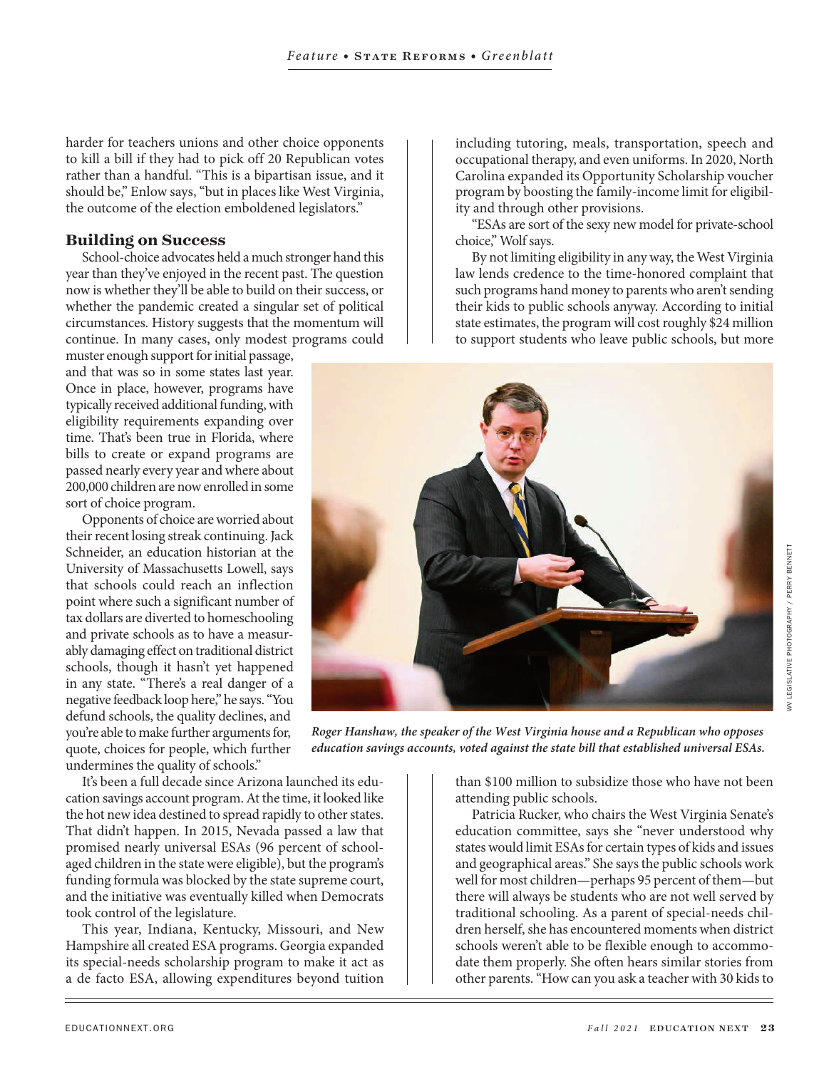harder for teachers unions and other choice opponents to kill a bill if they had to pick off 20 Republican votes rather than a handful. "This is a bipartisan issue, and it should be," Enlow says, "but in places like West Virginia, the outcome of the election emboldened legislators."

## Building on Success

School-choice advocates held a much stronger hand this year than they've enjoyed in the recent past. The question now is whether they'll be able to build on their success, or whether the pandemic created a singular set of political circumstances. History suggests that the momentum will continue. In many cases, only modest programs could muster enough support for initial passage, and that was so in some states last year. Once in place, however, programs have typically received additional funding, with eligibility requirements expanding over time. That's been true in Florida, where bills to create or expand programs are passed nearly every year and where about 200,000 children are now enrolled in some sort of choice program.

Opponents of choice are worried about their recent losing streak continuing. Jack Schneider, an education historian at the University of Massachusetts Lowell, says that schools could reach an inflection point where such a significant number of tax dollars are diverted to homeschooling and private schools as to have a measurably damaging effect on traditional district schools, though it hasn't yet happened in any state. "There's a real danger of a negative feedback loop here," he says. "You defund schools, the quality declines, and you're able to make further arguments for, quote, choices for people, which further undermines the quality of schools."

It's been a full decade since Arizona launched its education savings account program. At the time, it looked like the hot new idea destined to spread rapidly to other states. That didn't happen. In 2015, Nevada passed a law that promised nearly universal ESAs (96 percent of school-aged children in the state were eligible), but the program's funding formula was blocked by the state supreme court, and the initiative was eventually killed when Democrats took control of the legislature.

This year, Indiana, Kentucky, Missouri, and New Hampshire all created ESA programs. Georgia expanded its special-needs scholarship program to make it act as a de facto ESA, allowing expenditures beyond tuition including tutoring, meals, transportation, speech and occupational therapy, and even uniforms. In 2020, North Carolina expanded its Opportunity Scholarship voucher program by boosting the family-income limit for eligibility and through other provisions.

"ESAs are sort of the sexy new model for private-school choice," Wolf says.

By not limiting eligibility in any way, the West Virginia law lends credence to the time-honored complaint that such programs hand money to parents who aren't sending their kids to public schools anyway. According to initial state estimates, the program will cost roughly $24 million to support students who leave public schools, but more than $100 million to subsidize those who have not been attending public schools.

*Roger Hanshaw, the speaker of the West Virginia house and a Republican who opposes education savings accounts, voted against the state bill that established universal ESAs.*

WV LEGISLATIVE PHOTOGRAPHY / PERRY BENNETT

Patricia Rucker, who chairs the West Virginia Senate's education committee, says she "never understood why states would limit ESAs for certain types of kids and issues and geographical areas." She says the public schools work well for most children—perhaps 95 percent of them—but there will always be students who are not well served by traditional schooling. As a parent of special-needs children herself, she has encountered moments when district schools weren't able to be flexible enough to accommodate them properly. She often hears similar stories from other parents. "How can you ask a teacher with 30 kids to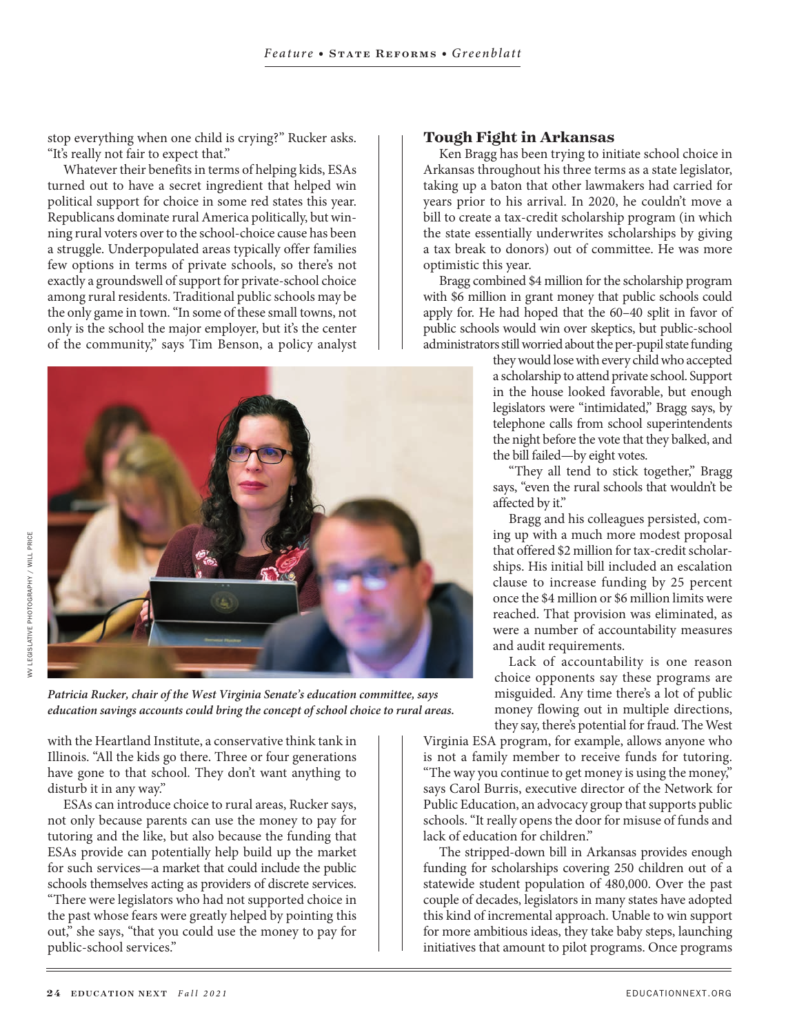stop everything when one child is crying?" Rucker asks. "It's really not fair to expect that."

Whatever their benefits in terms of helping kids, ESAs turned out to have a secret ingredient that helped win political support for choice in some red states this year. Republicans dominate rural America politically, but winning rural voters over to the school-choice cause has been a struggle. Underpopulated areas typically offer families few options in terms of private schools, so there's not exactly a groundswell of support for private-school choice among rural residents. Traditional public schools may be the only game in town. "In some of these small towns, not only is the school the major employer, but it's the center of the community," says Tim Benson, a policy analyst with the Heartland Institute, a conservative think tank in Illinois. "All the kids go there. Three or four generations have gone to that school. They don't want anything to disturb it in any way."

ESAs can introduce choice to rural areas, Rucker says, not only because parents can use the money to pay for tutoring and the like, but also because the funding that ESAs provide can potentially help build up the market for such services—a market that could include the public schools themselves acting as providers of discrete services. "There were legislators who had not supported choice in the past whose fears were greatly helped by pointing this out," she says, "that you could use the money to pay for public-school services."

*Patricia Rucker, chair of the West Virginia Senate's education committee, says education savings accounts could bring the concept of school choice to rural areas.*

WV LEGISLATIVE PHOTOGRAPHY / WILL PRICE

## Tough Fight in Arkansas

Ken Bragg has been trying to initiate school choice in Arkansas throughout his three terms as a state legislator, taking up a baton that other lawmakers had carried for years prior to his arrival. In 2020, he couldn't move a bill to create a tax-credit scholarship program (in which the state essentially underwrites scholarships by giving a tax break to donors) out of committee. He was more optimistic this year.

Bragg combined $4 million for the scholarship program with $6 million in grant money that public schools could apply for. He had hoped that the 60–40 split in favor of public schools would win over skeptics, but public-school administrators still worried about the per-pupil state funding they would lose with every child who accepted a scholarship to attend private school. Support in the house looked favorable, but enough legislators were "intimidated," Bragg says, by telephone calls from school superintendents the night before the vote that they balked, and the bill failed—by eight votes.

"They all tend to stick together," Bragg says, "even the rural schools that wouldn't be affected by it."

Bragg and his colleagues persisted, coming up with a much more modest proposal that offered $2 million for tax-credit scholarships. His initial bill included an escalation clause to increase funding by 25 percent once the $4 million or $6 million limits were reached. That provision was eliminated, as were a number of accountability measures and audit requirements.

Lack of accountability is one reason choice opponents say these programs are misguided. Any time there's a lot of public money flowing out in multiple directions, they say, there's potential for fraud. The West Virginia ESA program, for example, allows anyone who is not a family member to receive funds for tutoring. "The way you continue to get money is using the money," says Carol Burris, executive director of the Network for Public Education, an advocacy group that supports public schools. "It really opens the door for misuse of funds and lack of education for children."

The stripped-down bill in Arkansas provides enough funding for scholarships covering 250 children out of a statewide student population of 480,000. Over the past couple of decades, legislators in many states have adopted this kind of incremental approach. Unable to win support for more ambitious ideas, they take baby steps, launching initiatives that amount to pilot programs. Once programs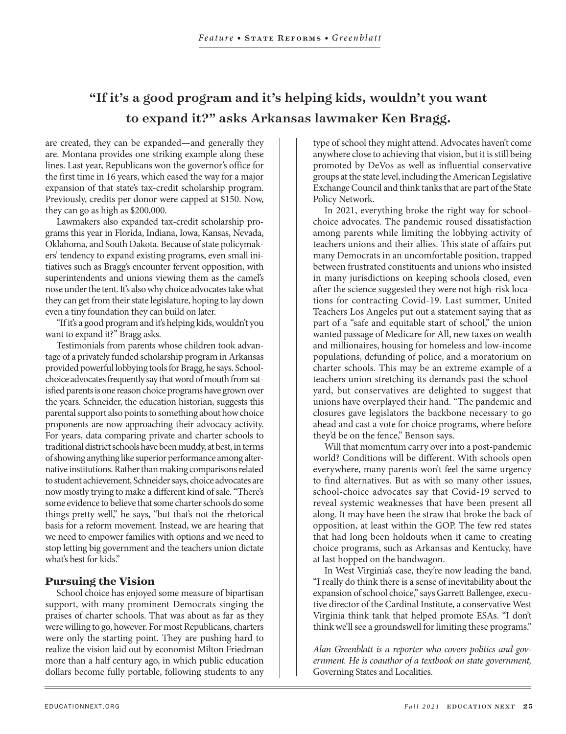**"If it's a good program and it's helping kids, wouldn't you want to expand it?" asks Arkansas lawmaker Ken Bragg.**

are created, they can be expanded—and generally they are. Montana provides one striking example along these lines. Last year, Republicans won the governor's office for the first time in 16 years, which eased the way for a major expansion of that state's tax-credit scholarship program. Previously, credits per donor were capped at $150. Now, they can go as high as $200,000.

Lawmakers also expanded tax-credit scholarship programs this year in Florida, Indiana, Iowa, Kansas, Nevada, Oklahoma, and South Dakota. Because of state policymakers' tendency to expand existing programs, even small initiatives such as Bragg's encounter fervent opposition, with superintendents and unions viewing them as the camel's nose under the tent. It's also why choice advocates take what they can get from their state legislature, hoping to lay down even a tiny foundation they can build on later.

"If it's a good program and it's helping kids, wouldn't you want to expand it?" Bragg asks.

Testimonials from parents whose children took advantage of a privately funded scholarship program in Arkansas provided powerful lobbying tools for Bragg, he says. School-choice advocates frequently say that word of mouth from satisfied parents is one reason choice programs have grown over the years. Schneider, the education historian, suggests this parental support also points to something about how choice proponents are now approaching their advocacy activity. For years, data comparing private and charter schools to traditional district schools have been muddy, at best, in terms of showing anything like superior performance among alternative institutions. Rather than making comparisons related to student achievement, Schneider says, choice advocates are now mostly trying to make a different kind of sale. "There's some evidence to believe that some charter schools do some things pretty well," he says, "but that's not the rhetorical basis for a reform movement. Instead, we are hearing that we need to empower families with options and we need to stop letting big government and the teachers union dictate what's best for kids."

## Pursuing the Vision

School choice has enjoyed some measure of bipartisan support, with many prominent Democrats singing the praises of charter schools. That was about as far as they were willing to go, however. For most Republicans, charters were only the starting point. They are pushing hard to realize the vision laid out by economist Milton Friedman more than a half century ago, in which public education dollars become fully portable, following students to any type of school they might attend. Advocates haven't come anywhere close to achieving that vision, but it is still being promoted by DeVos as well as influential conservative groups at the state level, including the American Legislative Exchange Council and think tanks that are part of the State Policy Network.

In 2021, everything broke the right way for school-choice advocates. The pandemic roused dissatisfaction among parents while limiting the lobbying activity of teachers unions and their allies. This state of affairs put many Democrats in an uncomfortable position, trapped between frustrated constituents and unions who insisted in many jurisdictions on keeping schools closed, even after the science suggested they were not high-risk locations for contracting Covid-19. Last summer, United Teachers Los Angeles put out a statement saying that as part of a "safe and equitable start of school," the union wanted passage of Medicare for All, new taxes on wealth and millionaires, housing for homeless and low-income populations, defunding of police, and a moratorium on charter schools. This may be an extreme example of a teachers union stretching its demands past the schoolyard, but conservatives are delighted to suggest that unions have overplayed their hand. "The pandemic and closures gave legislators the backbone necessary to go ahead and cast a vote for choice programs, where before they'd be on the fence," Benson says.

Will that momentum carry over into a post-pandemic world? Conditions will be different. With schools open everywhere, many parents won't feel the same urgency to find alternatives. But as with so many other issues, school-choice advocates say that Covid-19 served to reveal systemic weaknesses that have been present all along. It may have been the straw that broke the back of opposition, at least within the GOP. The few red states that had long been holdouts when it came to creating choice programs, such as Arkansas and Kentucky, have at last hopped on the bandwagon.

In West Virginia's case, they're now leading the band. "I really do think there is a sense of inevitability about the expansion of school choice," says Garrett Ballengee, executive director of the Cardinal Institute, a conservative West Virginia think tank that helped promote ESAs. "I don't think we'll see a groundswell for limiting these programs."

*Alan Greenblatt is a reporter who covers politics and government. He is coauthor of a textbook on state government,* Governing States and Localities.